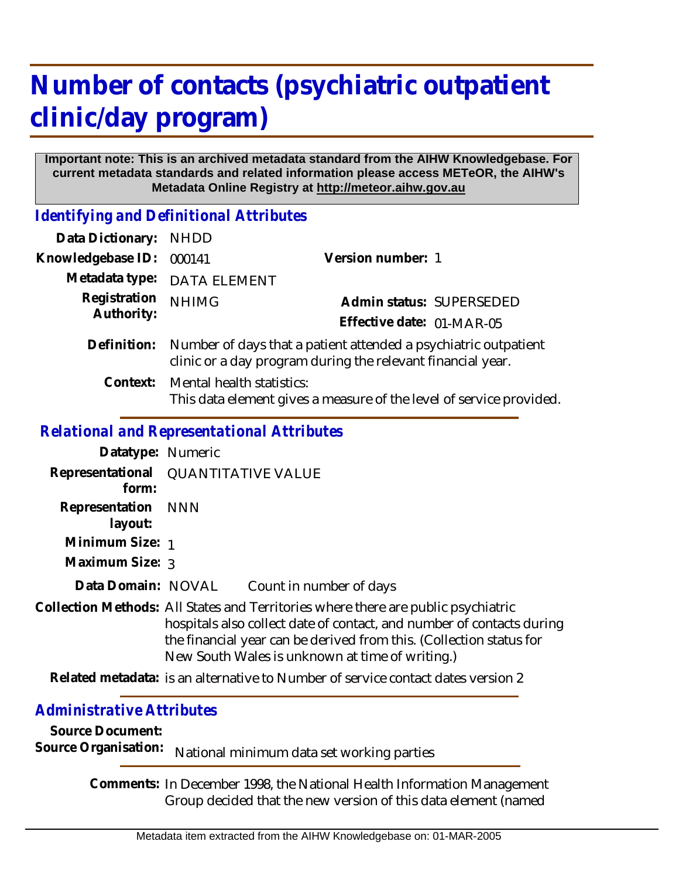# Number of contacts (psychiatric outpatient clinic/day program)

**Important note: This is an archived metadata standard from the AIHW Knowledgebase. For current metadata standards and related information please access METeOR, the AIHW's Metadata Online Registry at http://meteor.aihw.gov.au**

## *Identifying and Definitional Attributes*

**Data Dictionary:** NHDD

**Knowledgebase ID:** 000141

**Version number:** 1

**Metadata type:** DATA ELEMENT

**Registration Authority:** NHIMG

**Admin status:** SUPERSEDED

**Effective date:** 01-MAR-05

**Definition:** Number of days that a patient attended a psychiatric outpatient clinic or a day program during the relevant financial year.

**Context:** Mental health statistics:
This data element gives a measure of the level of service provided.

## *Relational and Representational Attributes*

**Datatype:** Numeric

**Representational form:** QUANTITATIVE VALUE

**Representation layout:** NNN

**Minimum Size:** 1

**Maximum Size:** 3

**Data Domain:** NOVAL    Count in number of days

**Collection Methods:** All States and Territories where there are public psychiatric hospitals also collect date of contact, and number of contacts during the financial year can be derived from this. (Collection status for New South Wales is unknown at time of writing.)

**Related metadata:** is an alternative to Number of service contact dates version 2

## *Administrative Attributes*

**Source Document:**

**Source Organisation:** National minimum data set working parties

**Comments:** In December 1998, the National Health Information Management Group decided that the new version of this data element (named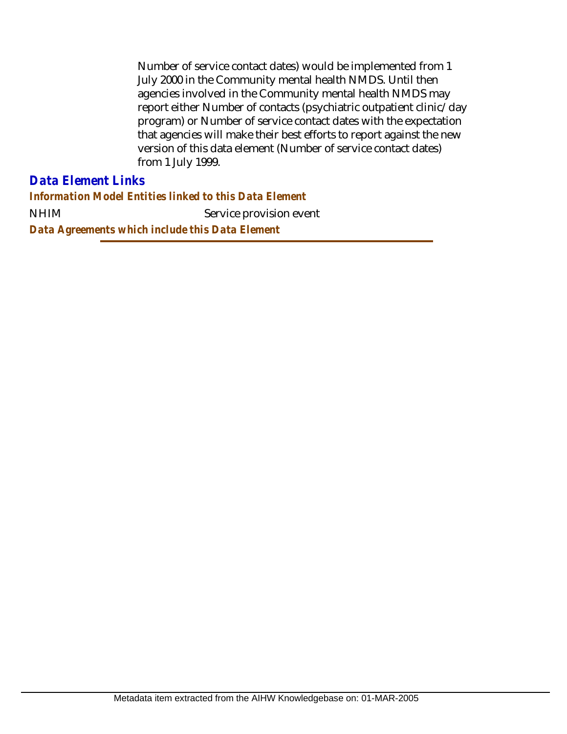Number of service contact dates) would be implemented from 1 July 2000 in the Community mental health NMDS. Until then agencies involved in the Community mental health NMDS may report either Number of contacts (psychiatric outpatient clinic/day program) or Number of service contact dates with the expectation that agencies will make their best efforts to report against the new version of this data element (Number of service contact dates) from 1 July 1999.

## Data Element Links

### Information Model Entities linked to this Data Element

NHIM Service provision event

### Data Agreements which include this Data Element

Metadata item extracted from the AIHW Knowledgebase on: 01-MAR-2005